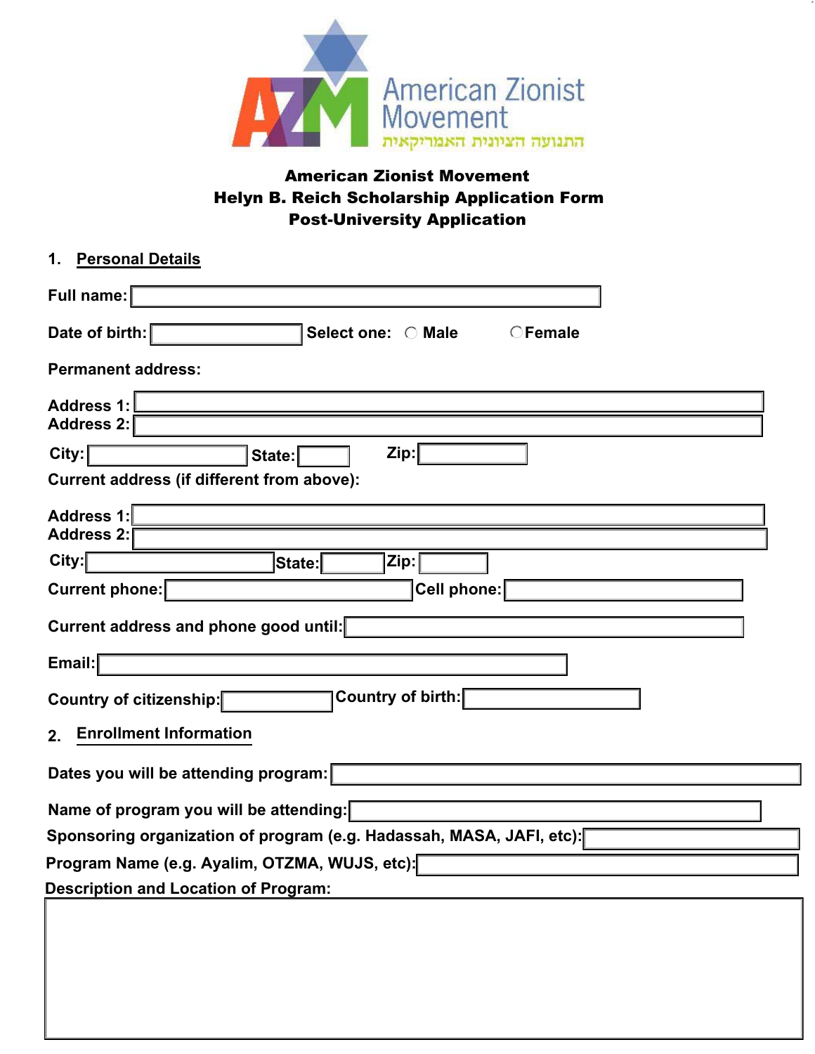American Zionist Movement
התנועה הציונית האמריקאית

# American Zionist Movement
## Helyn B. Reich Scholarship Application Form
## Post-University Application

### 1. Personal Details

Full name:

Date of birth: Select one: ○ Male ○ Female

Permanent address:

Address 1:
Address 2:

City: State: Zip:

Current address (if different from above):

Address 1:
Address 2:

City: State: Zip:

Current phone: Cell phone:

Current address and phone good until:

Email:

Country of citizenship: Country of birth:

### 2. Enrollment Information

Dates you will be attending program:

Name of program you will be attending:

Sponsoring organization of program (e.g. Hadassah, MASA, JAFI, etc):

Program Name (e.g. Ayalim, OTZMA, WUJS, etc):

Description and Location of Program: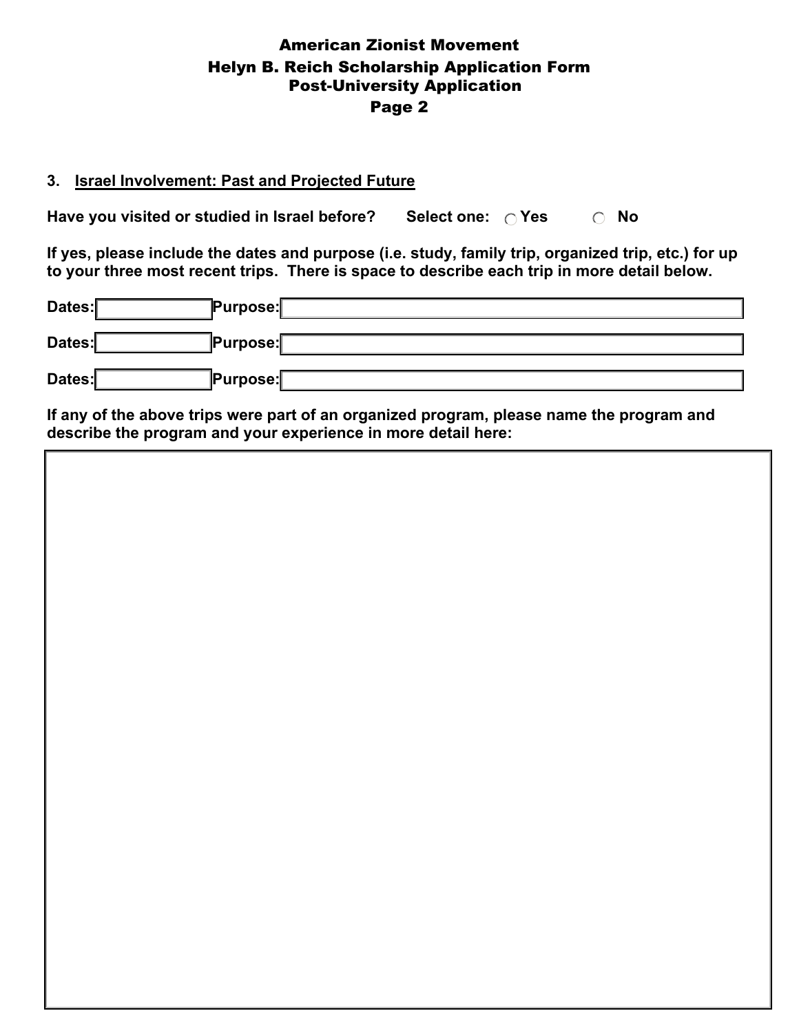# American Zionist Movement
## Helyn B. Reich Scholarship Application Form
## Post-University Application
## Page 2

**3. Israel Involvement: Past and Projected Future**

**Have you visited or studied in Israel before?** **Select one:** ○ **Yes** ○ **No**

**If yes, please include the dates and purpose (i.e. study, family trip, organized trip, etc.) for up to your three most recent trips. There is space to describe each trip in more detail below.**

| Dates: | Purpose: |
|---|---|
| | |
| | |
| | |

**If any of the above trips were part of an organized program, please name the program and describe the program and your experience in more detail here:**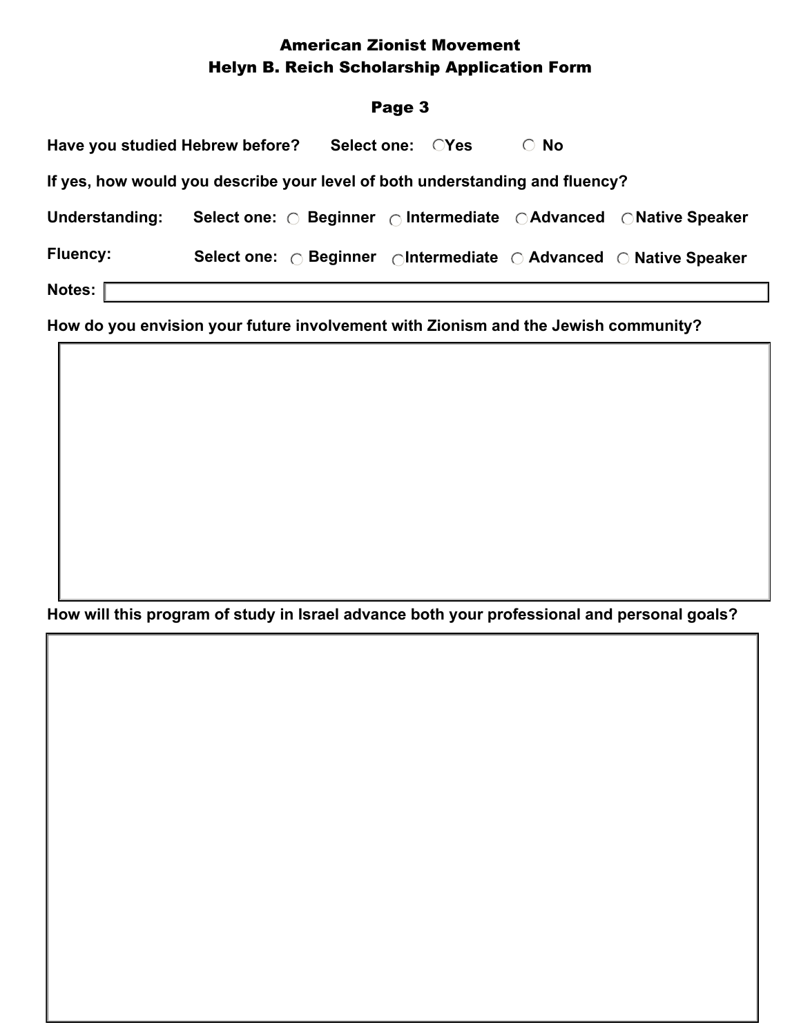# American Zionist Movement

## Helyn B. Reich Scholarship Application Form

### Page 3

**Have you studied Hebrew before?** Select one: ○ Yes ○ No

**If yes, how would you describe your level of both understanding and fluency?**

**Understanding:** Select one: ○ Beginner ○ Intermediate ○ Advanced ○ Native Speaker

**Fluency:** Select one: ○ Beginner ○ Intermediate ○ Advanced ○ Native Speaker

**Notes:**

**How do you envision your future involvement with Zionism and the Jewish community?**

**How will this program of study in Israel advance both your professional and personal goals?**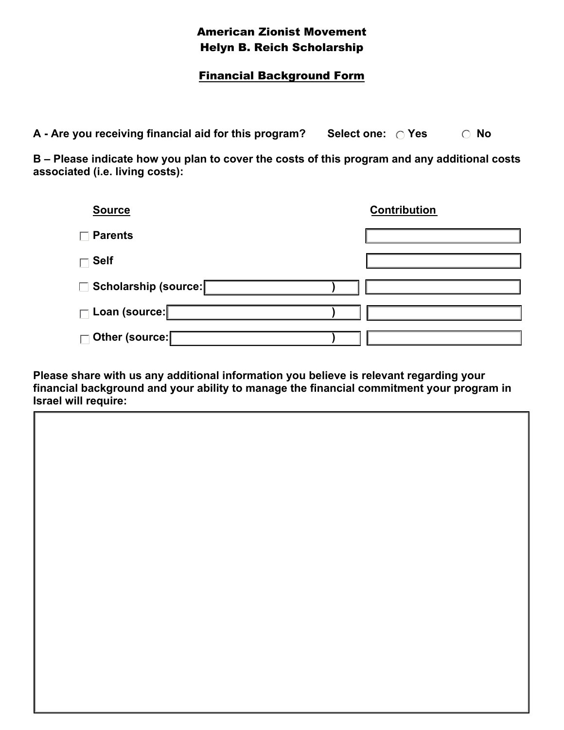**American Zionist Movement**
**Helyn B. Reich Scholarship**

**Financial Background Form**

**A - Are you receiving financial aid for this program?** **Select one:** ○ **Yes** ○ **No**

**B – Please indicate how you plan to cover the costs of this program and any additional costs associated (i.e. living costs):**

| Source | Contribution |
|---|---|
| ☐ Parents | |
| ☐ Self | |
| ☐ Scholarship (source: ) | |
| ☐ Loan (source: ) | |
| ☐ Other (source: ) | |

**Please share with us any additional information you believe is relevant regarding your financial background and your ability to manage the financial commitment your program in Israel will require:**